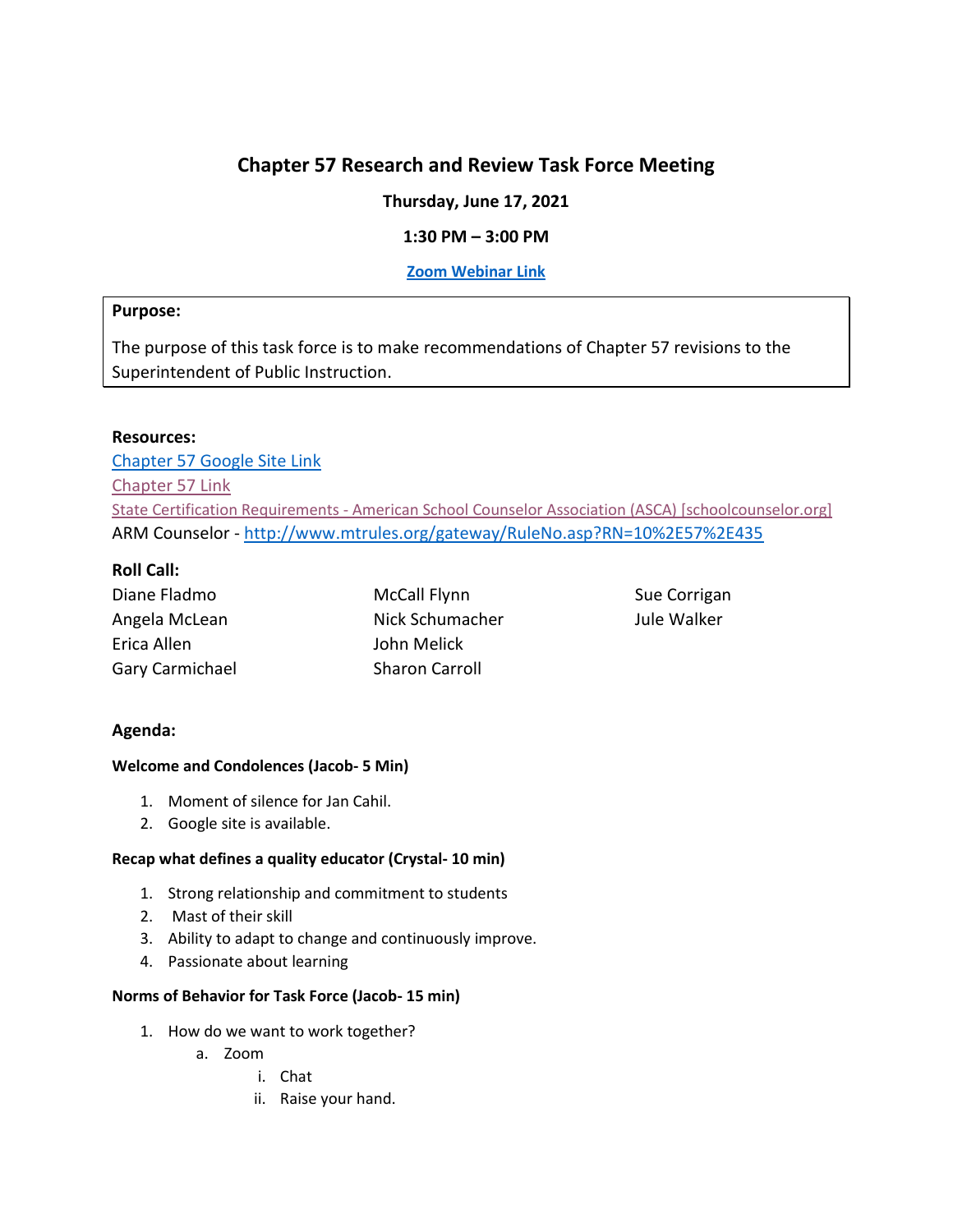# Chapter 57 Research and Review Task Force Meeting

**Thursday, June 17, 2021**

**1:30 PM – 3:00 PM**

**[Zoom Webinar Link]**

**Purpose:**

The purpose of this task force is to make recommendations of Chapter 57 revisions to the Superintendent of Public Instruction.

**Resources:**

[Chapter 57 Google Site Link]
[Chapter 57 Link]
[State Certification Requirements - American School Counselor Association (ASCA) [schoolcounselor.org]]
ARM Counselor - http://www.mtrules.org/gateway/RuleNo.asp?RN=10%2E57%2E435

**Roll Call:**

Diane Fladmo
Angela McLean
Erica Allen
Gary Carmichael
McCall Flynn
Nick Schumacher
John Melick
Sharon Carroll
Sue Corrigan
Jule Walker

**Agenda:**

**Welcome and Condolences (Jacob- 5 Min)**

1. Moment of silence for Jan Cahil.
2. Google site is available.

**Recap what defines a quality educator (Crystal- 10 min)**

1. Strong relationship and commitment to students
2. Mast of their skill
3. Ability to adapt to change and continuously improve.
4. Passionate about learning

**Norms of Behavior for Task Force (Jacob- 15 min)**

1. How do we want to work together?
   a. Zoom
      i. Chat
      ii. Raise your hand.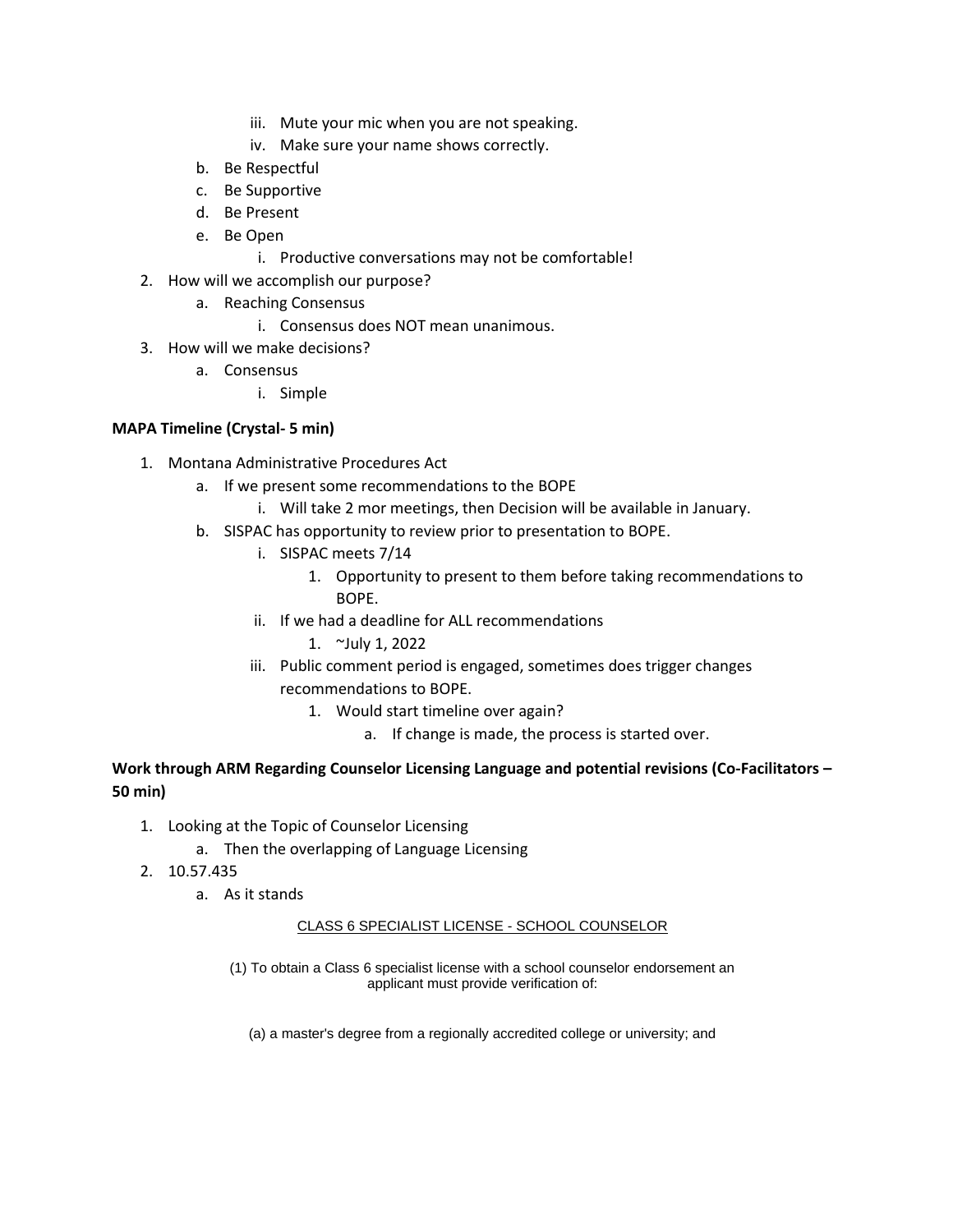iii. Mute your mic when you are not speaking.
        iv. Make sure your name shows correctly.
    b. Be Respectful
    c. Be Supportive
    d. Be Present
    e. Be Open
        i. Productive conversations may not be comfortable!
2. How will we accomplish our purpose?
    a. Reaching Consensus
        i. Consensus does NOT mean unanimous.
3. How will we make decisions?
    a. Consensus
        i. Simple

**MAPA Timeline (Crystal- 5 min)**

1. Montana Administrative Procedures Act
    a. If we present some recommendations to the BOPE
        i. Will take 2 mor meetings, then Decision will be available in January.
    b. SISPAC has opportunity to review prior to presentation to BOPE.
        i. SISPAC meets 7/14
            1. Opportunity to present to them before taking recommendations to BOPE.
        ii. If we had a deadline for ALL recommendations
            1. ~July 1, 2022
        iii. Public comment period is engaged, sometimes does trigger changes recommendations to BOPE.
            1. Would start timeline over again?
                a. If change is made, the process is started over.

**Work through ARM Regarding Counselor Licensing Language and potential revisions (Co-Facilitators – 50 min)**

1. Looking at the Topic of Counselor Licensing
    a. Then the overlapping of Language Licensing
2. 10.57.435
    a. As it stands

CLASS 6 SPECIALIST LICENSE - SCHOOL COUNSELOR

(1) To obtain a Class 6 specialist license with a school counselor endorsement an applicant must provide verification of:

(a) a master's degree from a regionally accredited college or university; and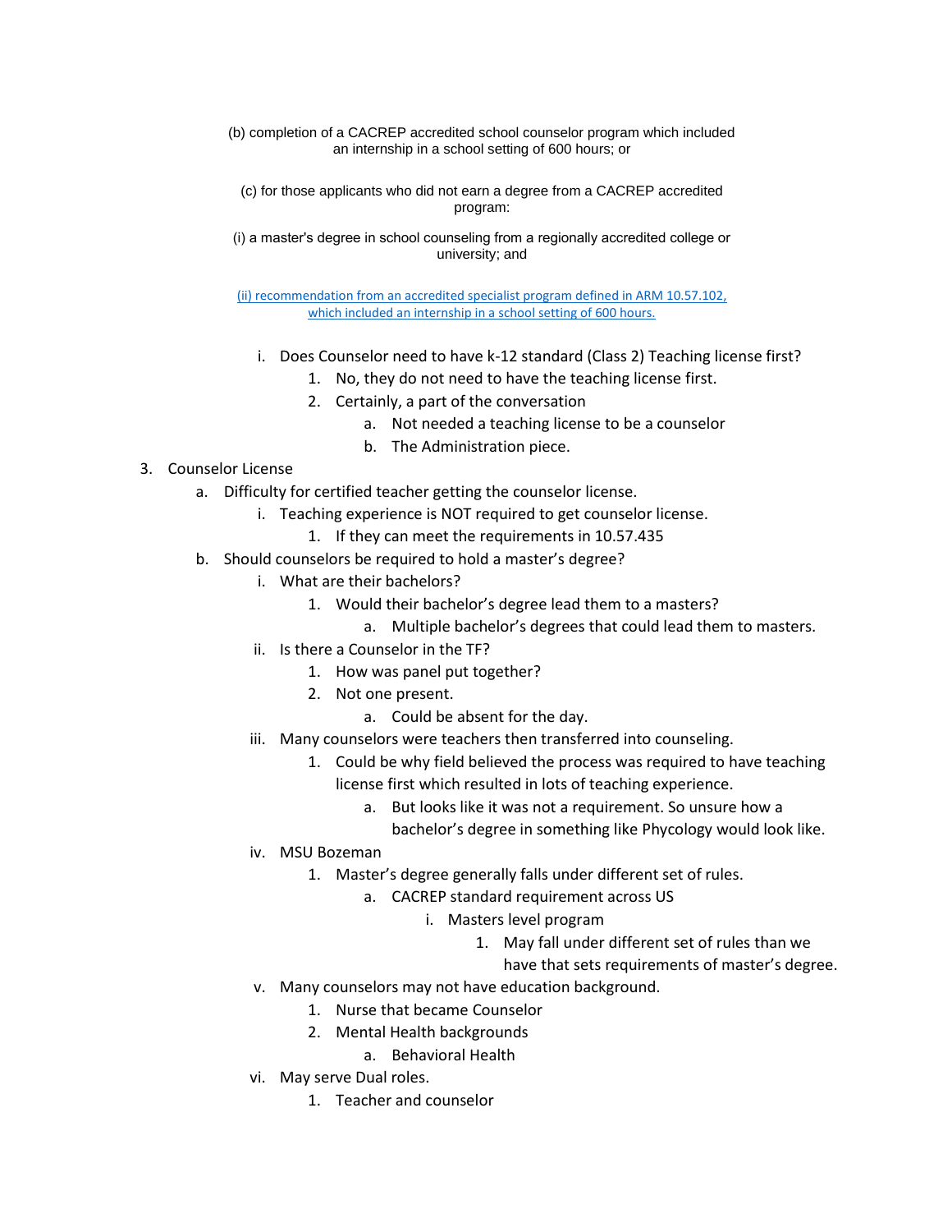(b) completion of a CACREP accredited school counselor program which included an internship in a school setting of 600 hours; or

(c) for those applicants who did not earn a degree from a CACREP accredited program:

(i) a master's degree in school counseling from a regionally accredited college or university; and

(ii) recommendation from an accredited specialist program defined in ARM 10.57.102, which included an internship in a school setting of 600 hours.

- i. Does Counselor need to have k-12 standard (Class 2) Teaching license first?
  1. No, they do not need to have the teaching license first.
  2. Certainly, a part of the conversation
     - a. Not needed a teaching license to be a counselor
     - b. The Administration piece.

3. Counselor License
   - a. Difficulty for certified teacher getting the counselor license.
     - i. Teaching experience is NOT required to get counselor license.
       1. If they can meet the requirements in 10.57.435
   - b. Should counselors be required to hold a master's degree?
     - i. What are their bachelors?
       1. Would their bachelor's degree lead them to a masters?
          - a. Multiple bachelor's degrees that could lead them to masters.
     - ii. Is there a Counselor in the TF?
       1. How was panel put together?
       2. Not one present.
          - a. Could be absent for the day.
     - iii. Many counselors were teachers then transferred into counseling.
       1. Could be why field believed the process was required to have teaching license first which resulted in lots of teaching experience.
          - a. But looks like it was not a requirement. So unsure how a bachelor's degree in something like Phycology would look like.
     - iv. MSU Bozeman
       1. Master's degree generally falls under different set of rules.
          - a. CACREP standard requirement across US
            - i. Masters level program
              1. May fall under different set of rules than we have that sets requirements of master's degree.
     - v. Many counselors may not have education background.
       1. Nurse that became Counselor
       2. Mental Health backgrounds
          - a. Behavioral Health
     - vi. May serve Dual roles.
       1. Teacher and counselor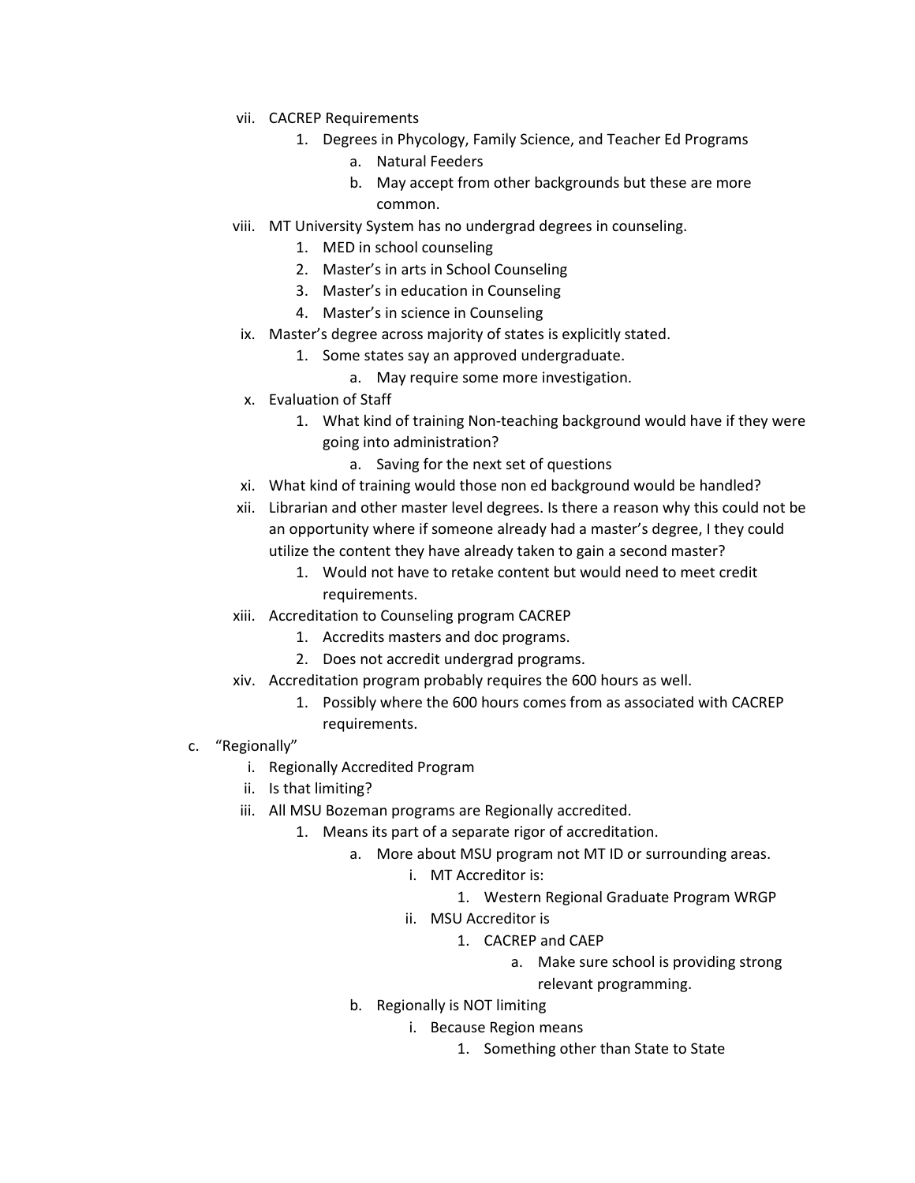- vii. CACREP Requirements
  1. Degrees in Phycology, Family Science, and Teacher Ed Programs
     - a. Natural Feeders
     - b. May accept from other backgrounds but these are more common.
- viii. MT University System has no undergrad degrees in counseling.
  1. MED in school counseling
  2. Master's in arts in School Counseling
  3. Master's in education in Counseling
  4. Master's in science in Counseling
- ix. Master's degree across majority of states is explicitly stated.
  1. Some states say an approved undergraduate.
     - a. May require some more investigation.
- x. Evaluation of Staff
  1. What kind of training Non-teaching background would have if they were going into administration?
     - a. Saving for the next set of questions
- xi. What kind of training would those non ed background would be handled?
- xii. Librarian and other master level degrees. Is there a reason why this could not be an opportunity where if someone already had a master's degree, I they could utilize the content they have already taken to gain a second master?
  1. Would not have to retake content but would need to meet credit requirements.
- xiii. Accreditation to Counseling program CACREP
  1. Accredits masters and doc programs.
  2. Does not accredit undergrad programs.
- xiv. Accreditation program probably requires the 600 hours as well.
  1. Possibly where the 600 hours comes from as associated with CACREP requirements.

c. "Regionally"
- i. Regionally Accredited Program
- ii. Is that limiting?
- iii. All MSU Bozeman programs are Regionally accredited.
  1. Means its part of a separate rigor of accreditation.
     - a. More about MSU program not MT ID or surrounding areas.
       - i. MT Accreditor is:
         1. Western Regional Graduate Program WRGP
       - ii. MSU Accreditor is
         1. CACREP and CAEP
            - a. Make sure school is providing strong relevant programming.
     - b. Regionally is NOT limiting
       - i. Because Region means
         1. Something other than State to State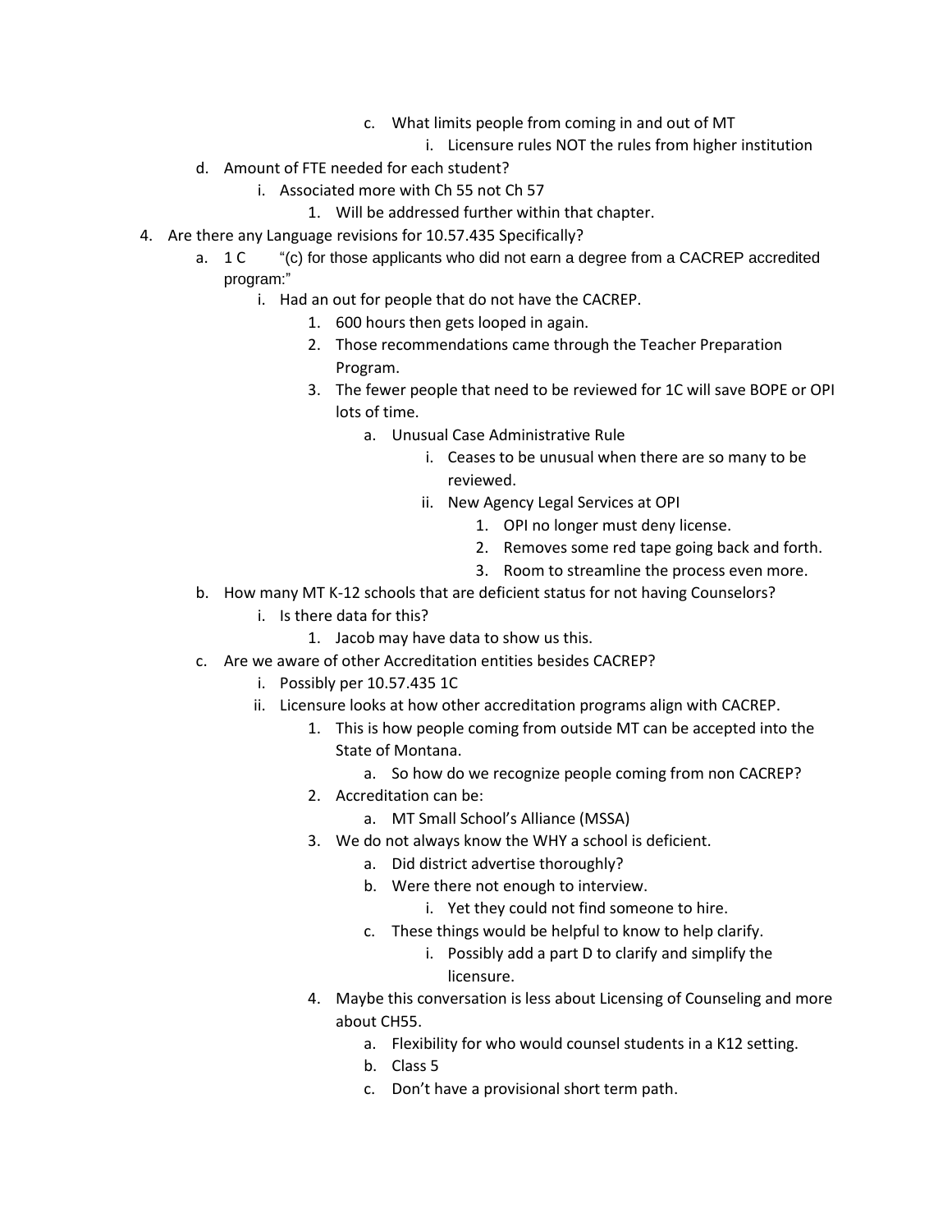- c. What limits people from coming in and out of MT
  - i. Licensure rules NOT the rules from higher institution
- d. Amount of FTE needed for each student?
  - i. Associated more with Ch 55 not Ch 57
    1. Will be addressed further within that chapter.

4. Are there any Language revisions for 10.57.435 Specifically?
   - a. 1 C "(c) for those applicants who did not earn a degree from a CACREP accredited program:"
     - i. Had an out for people that do not have the CACREP.
       1. 600 hours then gets looped in again.
       2. Those recommendations came through the Teacher Preparation Program.
       3. The fewer people that need to be reviewed for 1C will save BOPE or OPI lots of time.
          - a. Unusual Case Administrative Rule
            - i. Ceases to be unusual when there are so many to be reviewed.
            - ii. New Agency Legal Services at OPI
              1. OPI no longer must deny license.
              2. Removes some red tape going back and forth.
              3. Room to streamline the process even more.
   - b. How many MT K-12 schools that are deficient status for not having Counselors?
     - i. Is there data for this?
       1. Jacob may have data to show us this.
   - c. Are we aware of other Accreditation entities besides CACREP?
     - i. Possibly per 10.57.435 1C
     - ii. Licensure looks at how other accreditation programs align with CACREP.
       1. This is how people coming from outside MT can be accepted into the State of Montana.
          - a. So how do we recognize people coming from non CACREP?
       2. Accreditation can be:
          - a. MT Small School's Alliance (MSSA)
       3. We do not always know the WHY a school is deficient.
          - a. Did district advertise thoroughly?
          - b. Were there not enough to interview.
            - i. Yet they could not find someone to hire.
          - c. These things would be helpful to know to help clarify.
            - i. Possibly add a part D to clarify and simplify the licensure.
       4. Maybe this conversation is less about Licensing of Counseling and more about CH55.
          - a. Flexibility for who would counsel students in a K12 setting.
          - b. Class 5
          - c. Don't have a provisional short term path.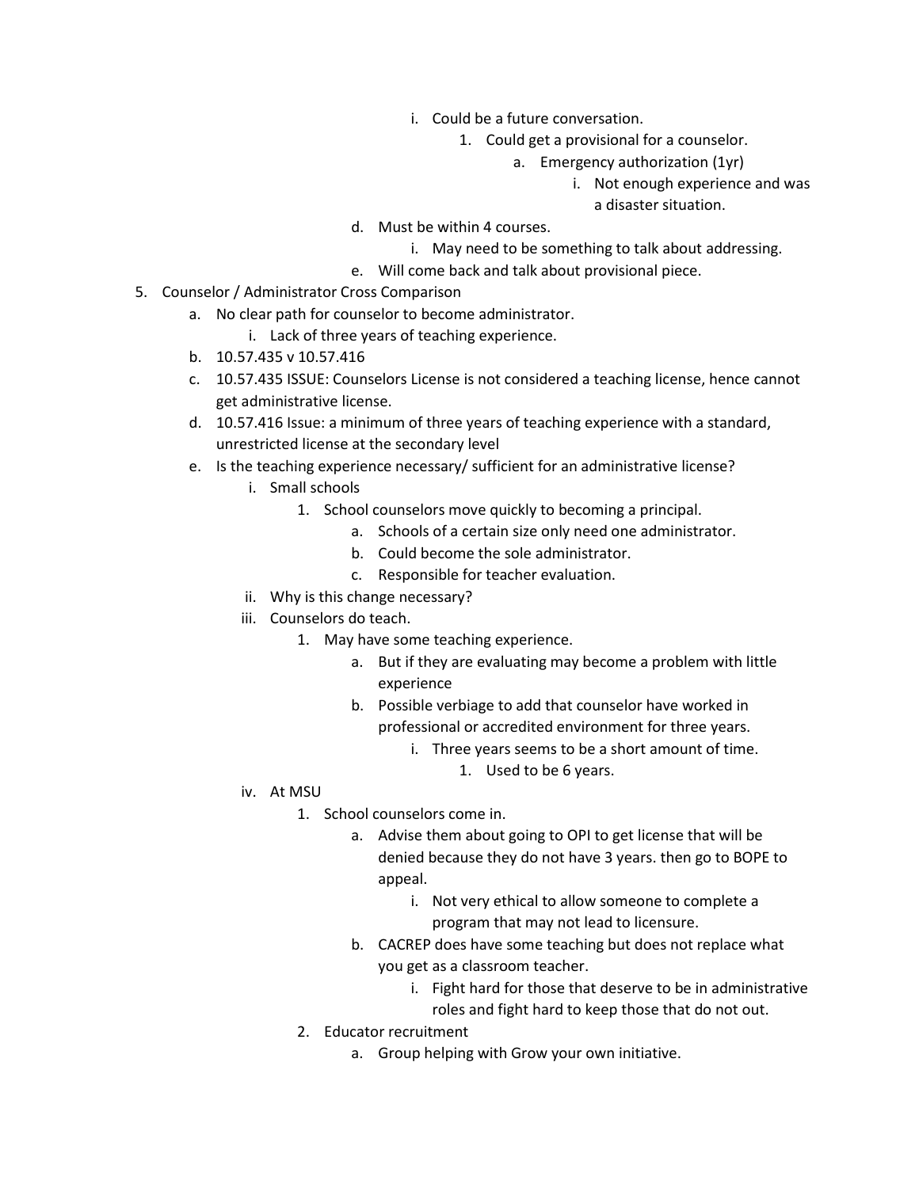- i. Could be a future conversation.
  - 1. Could get a provisional for a counselor.
    - a. Emergency authorization (1yr)
      - i. Not enough experience and was a disaster situation.
- d. Must be within 4 courses.
  - i. May need to be something to talk about addressing.
- e. Will come back and talk about provisional piece.

5. Counselor / Administrator Cross Comparison
   - a. No clear path for counselor to become administrator.
     - i. Lack of three years of teaching experience.
   - b. 10.57.435 v 10.57.416
   - c. 10.57.435 ISSUE: Counselors License is not considered a teaching license, hence cannot get administrative license.
   - d. 10.57.416 Issue: a minimum of three years of teaching experience with a standard, unrestricted license at the secondary level
   - e. Is the teaching experience necessary/ sufficient for an administrative license?
     - i. Small schools
       - 1. School counselors move quickly to becoming a principal.
         - a. Schools of a certain size only need one administrator.
         - b. Could become the sole administrator.
         - c. Responsible for teacher evaluation.
     - ii. Why is this change necessary?
     - iii. Counselors do teach.
       - 1. May have some teaching experience.
         - a. But if they are evaluating may become a problem with little experience
         - b. Possible verbiage to add that counselor have worked in professional or accredited environment for three years.
           - i. Three years seems to be a short amount of time.
             - 1. Used to be 6 years.
     - iv. At MSU
       - 1. School counselors come in.
         - a. Advise them about going to OPI to get license that will be denied because they do not have 3 years. then go to BOPE to appeal.
           - i. Not very ethical to allow someone to complete a program that may not lead to licensure.
         - b. CACREP does have some teaching but does not replace what you get as a classroom teacher.
           - i. Fight hard for those that deserve to be in administrative roles and fight hard to keep those that do not out.
       - 2. Educator recruitment
         - a. Group helping with Grow your own initiative.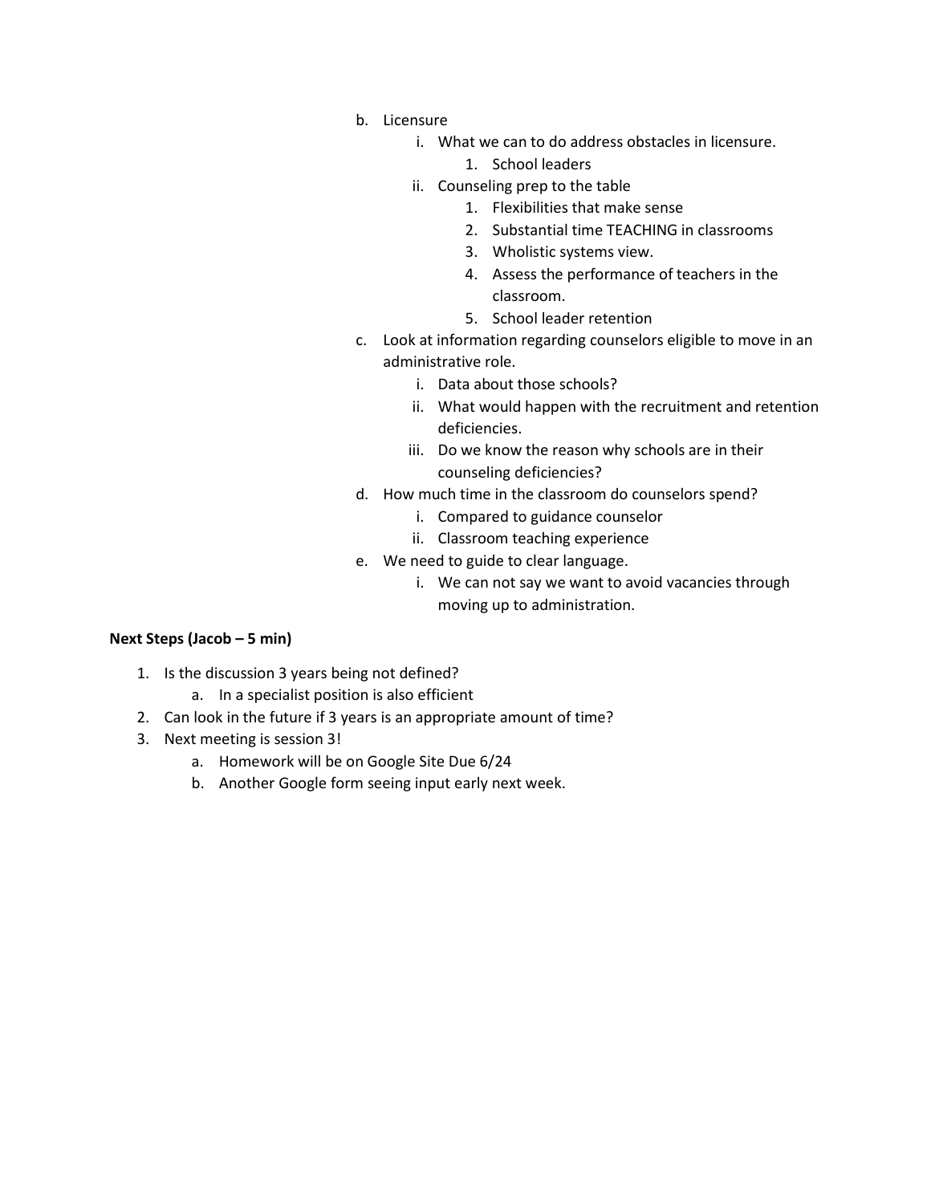- b. Licensure
  - i. What we can to do address obstacles in licensure.
    1. School leaders
  - ii. Counseling prep to the table
    1. Flexibilities that make sense
    2. Substantial time TEACHING in classrooms
    3. Wholistic systems view.
    4. Assess the performance of teachers in the classroom.
    5. School leader retention
- c. Look at information regarding counselors eligible to move in an administrative role.
  - i. Data about those schools?
  - ii. What would happen with the recruitment and retention deficiencies.
  - iii. Do we know the reason why schools are in their counseling deficiencies?
- d. How much time in the classroom do counselors spend?
  - i. Compared to guidance counselor
  - ii. Classroom teaching experience
- e. We need to guide to clear language.
  - i. We can not say we want to avoid vacancies through moving up to administration.

**Next Steps (Jacob – 5 min)**

1. Is the discussion 3 years being not defined?
   - a. In a specialist position is also efficient
2. Can look in the future if 3 years is an appropriate amount of time?
3. Next meeting is session 3!
   - a. Homework will be on Google Site Due 6/24
   - b. Another Google form seeing input early next week.